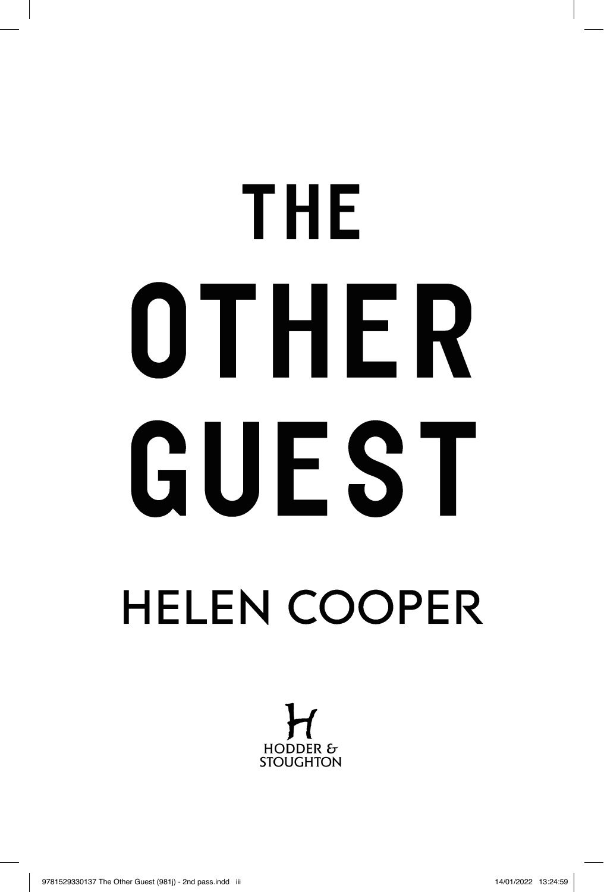# THE OTHER GUEST

HELEN COOPER

HODDER & STOUGHTON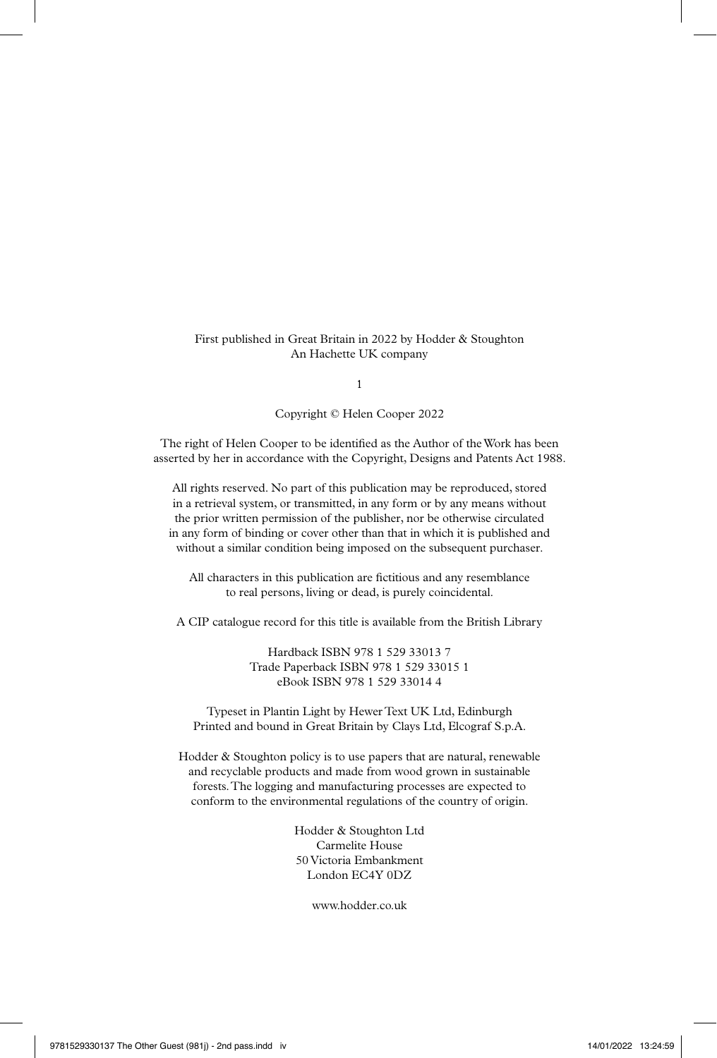First published in Great Britain in 2022 by Hodder & Stoughton
An Hachette UK company

1

Copyright © Helen Cooper 2022

The right of Helen Cooper to be identified as the Author of the Work has been asserted by her in accordance with the Copyright, Designs and Patents Act 1988.

All rights reserved. No part of this publication may be reproduced, stored in a retrieval system, or transmitted, in any form or by any means without the prior written permission of the publisher, nor be otherwise circulated in any form of binding or cover other than that in which it is published and without a similar condition being imposed on the subsequent purchaser.

All characters in this publication are fictitious and any resemblance to real persons, living or dead, is purely coincidental.

A CIP catalogue record for this title is available from the British Library

Hardback ISBN 978 1 529 33013 7
Trade Paperback ISBN 978 1 529 33015 1
eBook ISBN 978 1 529 33014 4

Typeset in Plantin Light by Hewer Text UK Ltd, Edinburgh
Printed and bound in Great Britain by Clays Ltd, Elcograf S.p.A.

Hodder & Stoughton policy is to use papers that are natural, renewable and recyclable products and made from wood grown in sustainable forests. The logging and manufacturing processes are expected to conform to the environmental regulations of the country of origin.

Hodder & Stoughton Ltd
Carmelite House
50 Victoria Embankment
London EC4Y 0DZ

www.hodder.co.uk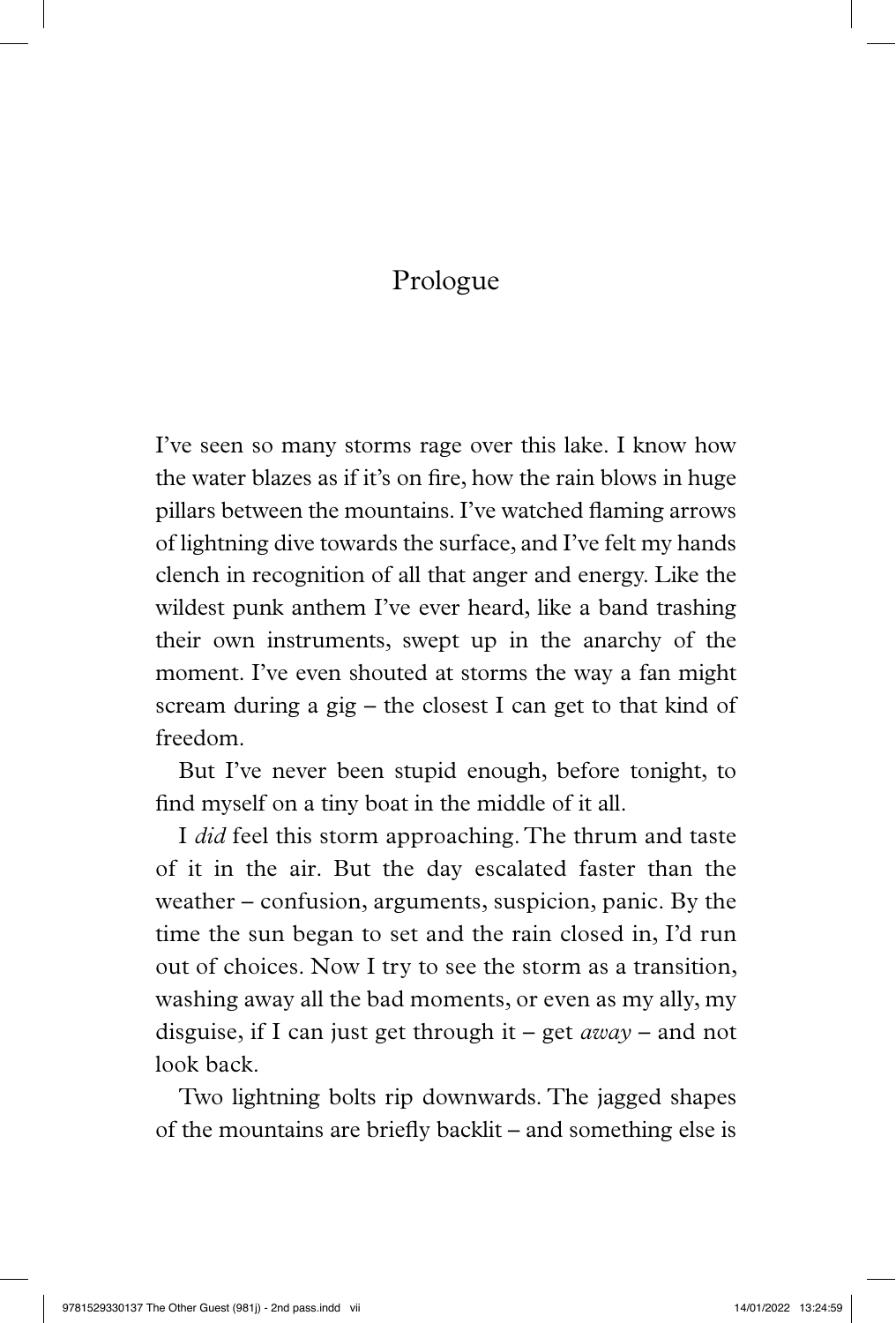# Prologue

I've seen so many storms rage over this lake. I know how the water blazes as if it's on fire, how the rain blows in huge pillars between the mountains. I've watched flaming arrows of lightning dive towards the surface, and I've felt my hands clench in recognition of all that anger and energy. Like the wildest punk anthem I've ever heard, like a band trashing their own instruments, swept up in the anarchy of the moment. I've even shouted at storms the way a fan might scream during a gig – the closest I can get to that kind of freedom.

But I've never been stupid enough, before tonight, to find myself on a tiny boat in the middle of it all.

I *did* feel this storm approaching. The thrum and taste of it in the air. But the day escalated faster than the weather – confusion, arguments, suspicion, panic. By the time the sun began to set and the rain closed in, I'd run out of choices. Now I try to see the storm as a transition, washing away all the bad moments, or even as my ally, my disguise, if I can just get through it – get *away* – and not look back.

Two lightning bolts rip downwards. The jagged shapes of the mountains are briefly backlit – and something else is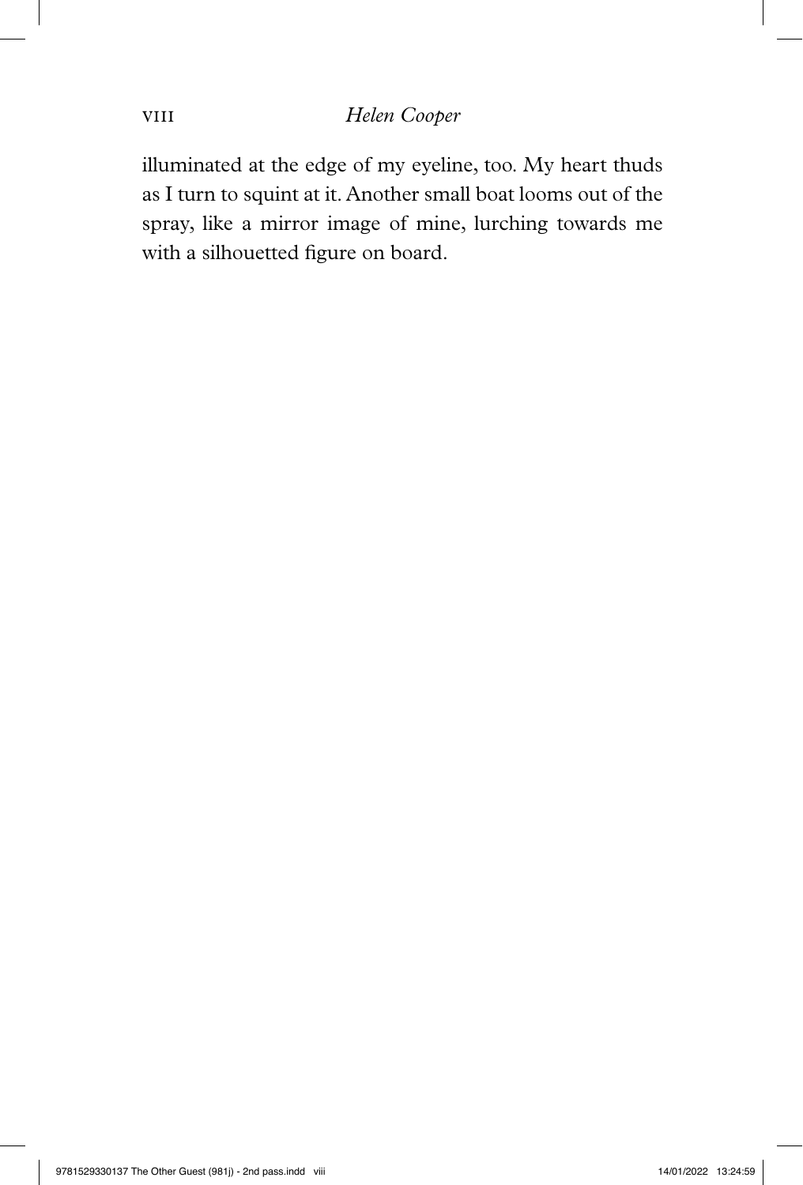illuminated at the edge of my eyeline, too. My heart thuds as I turn to squint at it. Another small boat looms out of the spray, like a mirror image of mine, lurching towards me with a silhouetted figure on board.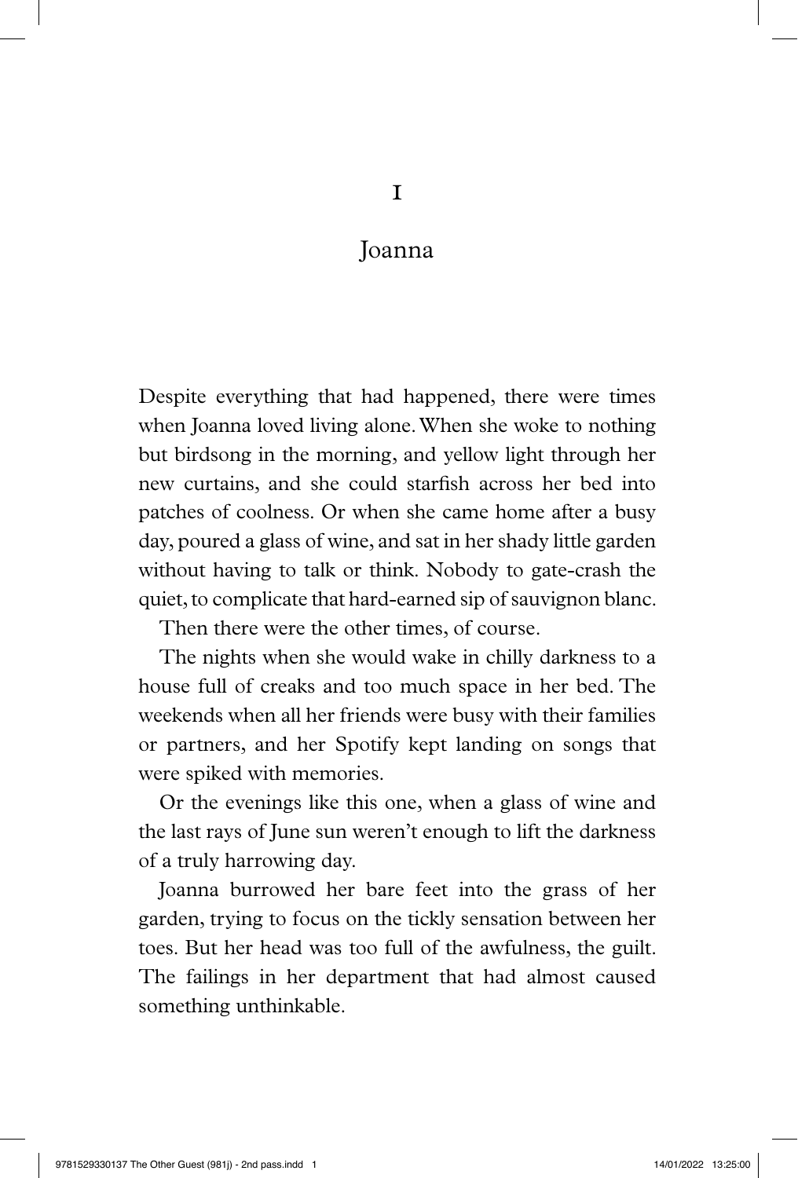# 1

## Joanna

Despite everything that had happened, there were times when Joanna loved living alone. When she woke to nothing but birdsong in the morning, and yellow light through her new curtains, and she could starfish across her bed into patches of coolness. Or when she came home after a busy day, poured a glass of wine, and sat in her shady little garden without having to talk or think. Nobody to gate-crash the quiet, to complicate that hard-earned sip of sauvignon blanc.

Then there were the other times, of course.

The nights when she would wake in chilly darkness to a house full of creaks and too much space in her bed. The weekends when all her friends were busy with their families or partners, and her Spotify kept landing on songs that were spiked with memories.

Or the evenings like this one, when a glass of wine and the last rays of June sun weren't enough to lift the darkness of a truly harrowing day.

Joanna burrowed her bare feet into the grass of her garden, trying to focus on the tickly sensation between her toes. But her head was too full of the awfulness, the guilt. The failings in her department that had almost caused something unthinkable.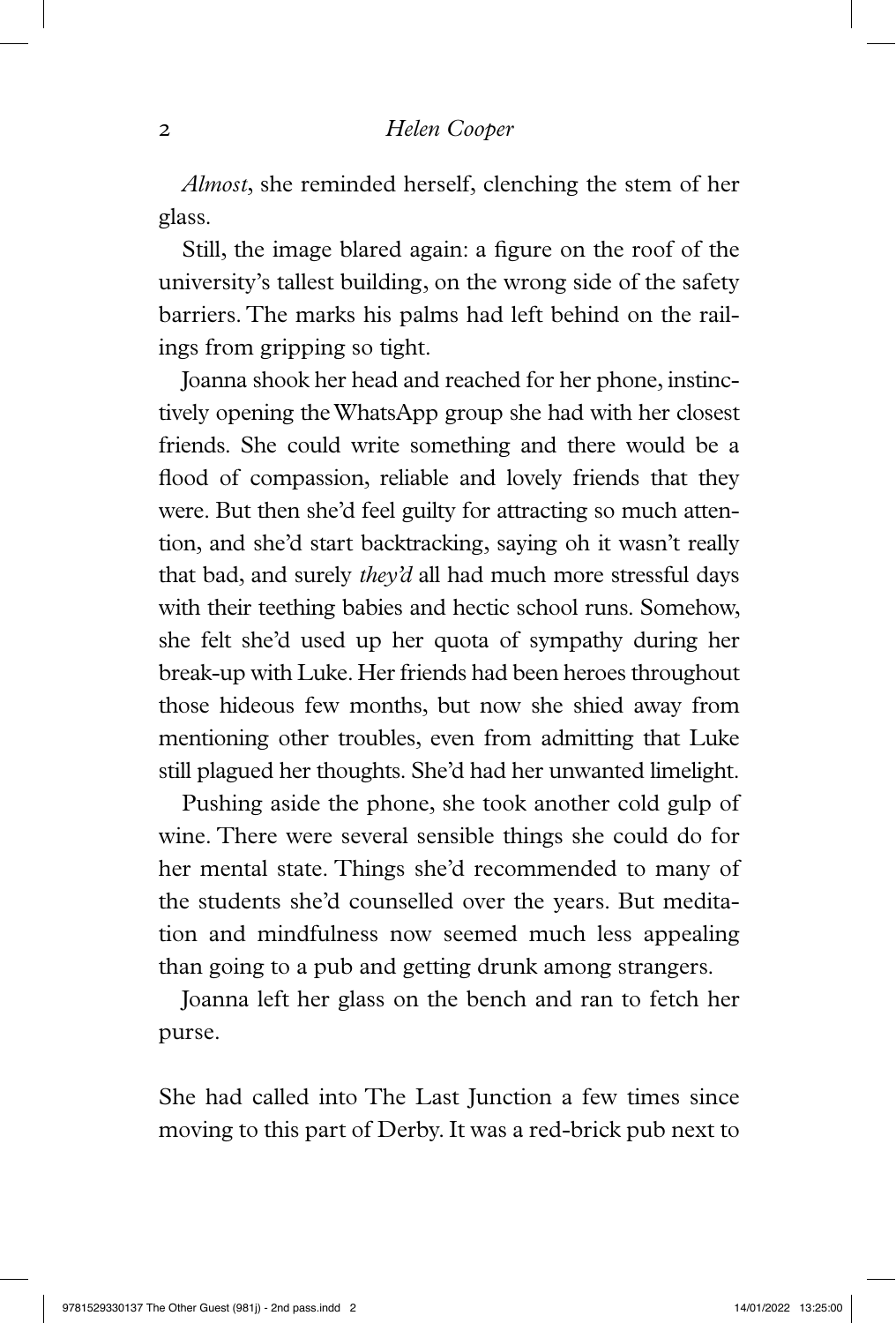*Almost*, she reminded herself, clenching the stem of her glass.

Still, the image blared again: a figure on the roof of the university's tallest building, on the wrong side of the safety barriers. The marks his palms had left behind on the railings from gripping so tight.

Joanna shook her head and reached for her phone, instinctively opening the WhatsApp group she had with her closest friends. She could write something and there would be a flood of compassion, reliable and lovely friends that they were. But then she'd feel guilty for attracting so much attention, and she'd start backtracking, saying oh it wasn't really that bad, and surely *they'd* all had much more stressful days with their teething babies and hectic school runs. Somehow, she felt she'd used up her quota of sympathy during her break-up with Luke. Her friends had been heroes throughout those hideous few months, but now she shied away from mentioning other troubles, even from admitting that Luke still plagued her thoughts. She'd had her unwanted limelight.

Pushing aside the phone, she took another cold gulp of wine. There were several sensible things she could do for her mental state. Things she'd recommended to many of the students she'd counselled over the years. But meditation and mindfulness now seemed much less appealing than going to a pub and getting drunk among strangers.

Joanna left her glass on the bench and ran to fetch her purse.

She had called into The Last Junction a few times since moving to this part of Derby. It was a red-brick pub next to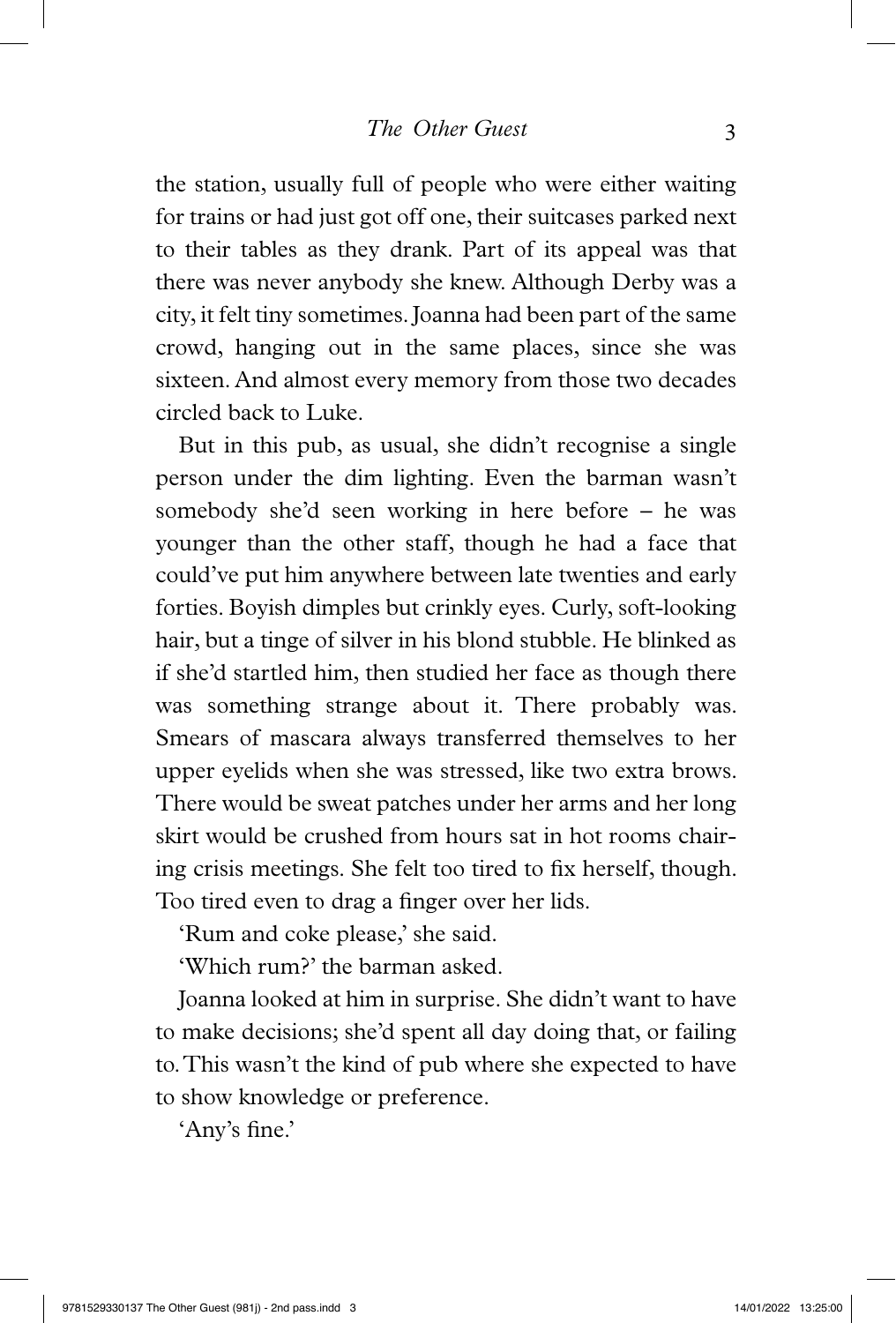the station, usually full of people who were either waiting for trains or had just got off one, their suitcases parked next to their tables as they drank. Part of its appeal was that there was never anybody she knew. Although Derby was a city, it felt tiny sometimes. Joanna had been part of the same crowd, hanging out in the same places, since she was sixteen. And almost every memory from those two decades circled back to Luke.

But in this pub, as usual, she didn't recognise a single person under the dim lighting. Even the barman wasn't somebody she'd seen working in here before – he was younger than the other staff, though he had a face that could've put him anywhere between late twenties and early forties. Boyish dimples but crinkly eyes. Curly, soft-looking hair, but a tinge of silver in his blond stubble. He blinked as if she'd startled him, then studied her face as though there was something strange about it. There probably was. Smears of mascara always transferred themselves to her upper eyelids when she was stressed, like two extra brows. There would be sweat patches under her arms and her long skirt would be crushed from hours sat in hot rooms chairing crisis meetings. She felt too tired to fix herself, though. Too tired even to drag a finger over her lids.

'Rum and coke please,' she said.

'Which rum?' the barman asked.

Joanna looked at him in surprise. She didn't want to have to make decisions; she'd spent all day doing that, or failing to. This wasn't the kind of pub where she expected to have to show knowledge or preference.

'Any's fine.'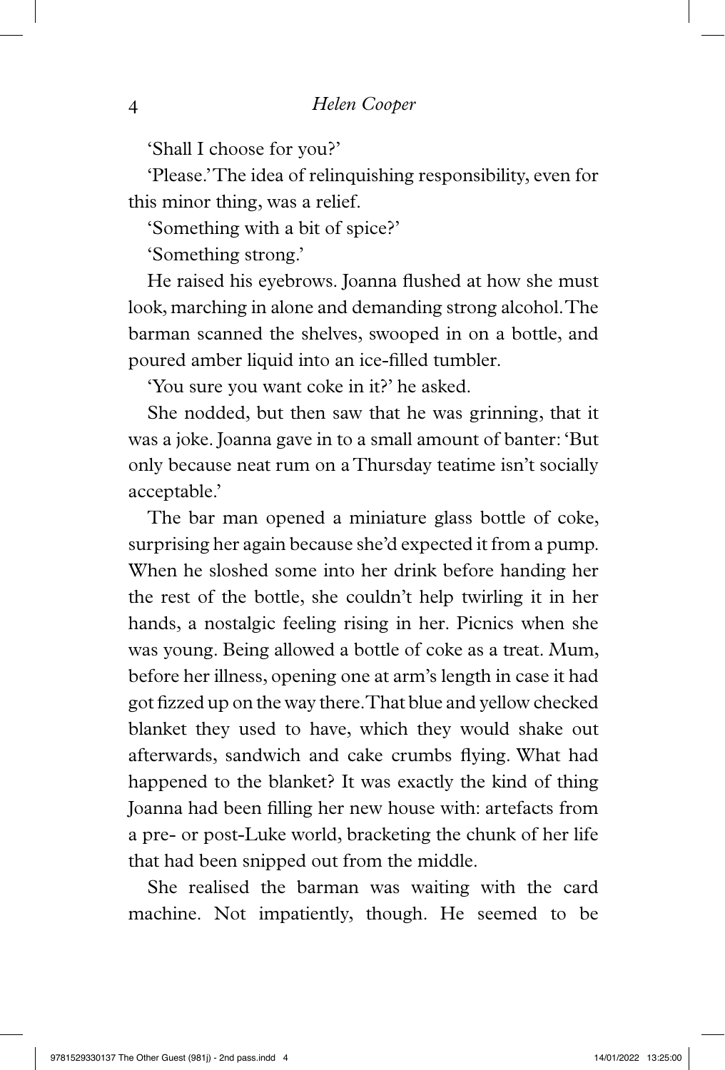'Shall I choose for you?'

'Please.' The idea of relinquishing responsibility, even for this minor thing, was a relief.

'Something with a bit of spice?'

'Something strong.'

He raised his eyebrows. Joanna flushed at how she must look, marching in alone and demanding strong alcohol. The barman scanned the shelves, swooped in on a bottle, and poured amber liquid into an ice-filled tumbler.

'You sure you want coke in it?' he asked.

She nodded, but then saw that he was grinning, that it was a joke. Joanna gave in to a small amount of banter: 'But only because neat rum on a Thursday teatime isn't socially acceptable.'

The bar man opened a miniature glass bottle of coke, surprising her again because she'd expected it from a pump. When he sloshed some into her drink before handing her the rest of the bottle, she couldn't help twirling it in her hands, a nostalgic feeling rising in her. Picnics when she was young. Being allowed a bottle of coke as a treat. Mum, before her illness, opening one at arm's length in case it had got fizzed up on the way there. That blue and yellow checked blanket they used to have, which they would shake out afterwards, sandwich and cake crumbs flying. What had happened to the blanket? It was exactly the kind of thing Joanna had been filling her new house with: artefacts from a pre- or post-Luke world, bracketing the chunk of her life that had been snipped out from the middle.

She realised the barman was waiting with the card machine. Not impatiently, though. He seemed to be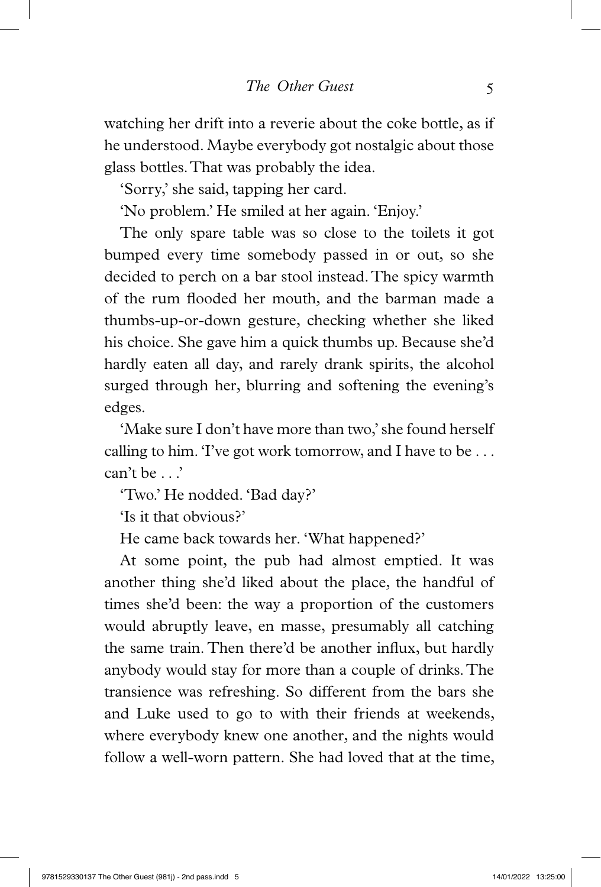watching her drift into a reverie about the coke bottle, as if he understood. Maybe everybody got nostalgic about those glass bottles. That was probably the idea.

'Sorry,' she said, tapping her card.

'No problem.' He smiled at her again. 'Enjoy.'

The only spare table was so close to the toilets it got bumped every time somebody passed in or out, so she decided to perch on a bar stool instead. The spicy warmth of the rum flooded her mouth, and the barman made a thumbs-up-or-down gesture, checking whether she liked his choice. She gave him a quick thumbs up. Because she'd hardly eaten all day, and rarely drank spirits, the alcohol surged through her, blurring and softening the evening's edges.

'Make sure I don't have more than two,' she found herself calling to him. 'I've got work tomorrow, and I have to be . . . can't be . . .'

'Two.' He nodded. 'Bad day?'

'Is it that obvious?'

He came back towards her. 'What happened?'

At some point, the pub had almost emptied. It was another thing she'd liked about the place, the handful of times she'd been: the way a proportion of the customers would abruptly leave, en masse, presumably all catching the same train. Then there'd be another influx, but hardly anybody would stay for more than a couple of drinks. The transience was refreshing. So different from the bars she and Luke used to go to with their friends at weekends, where everybody knew one another, and the nights would follow a well-worn pattern. She had loved that at the time,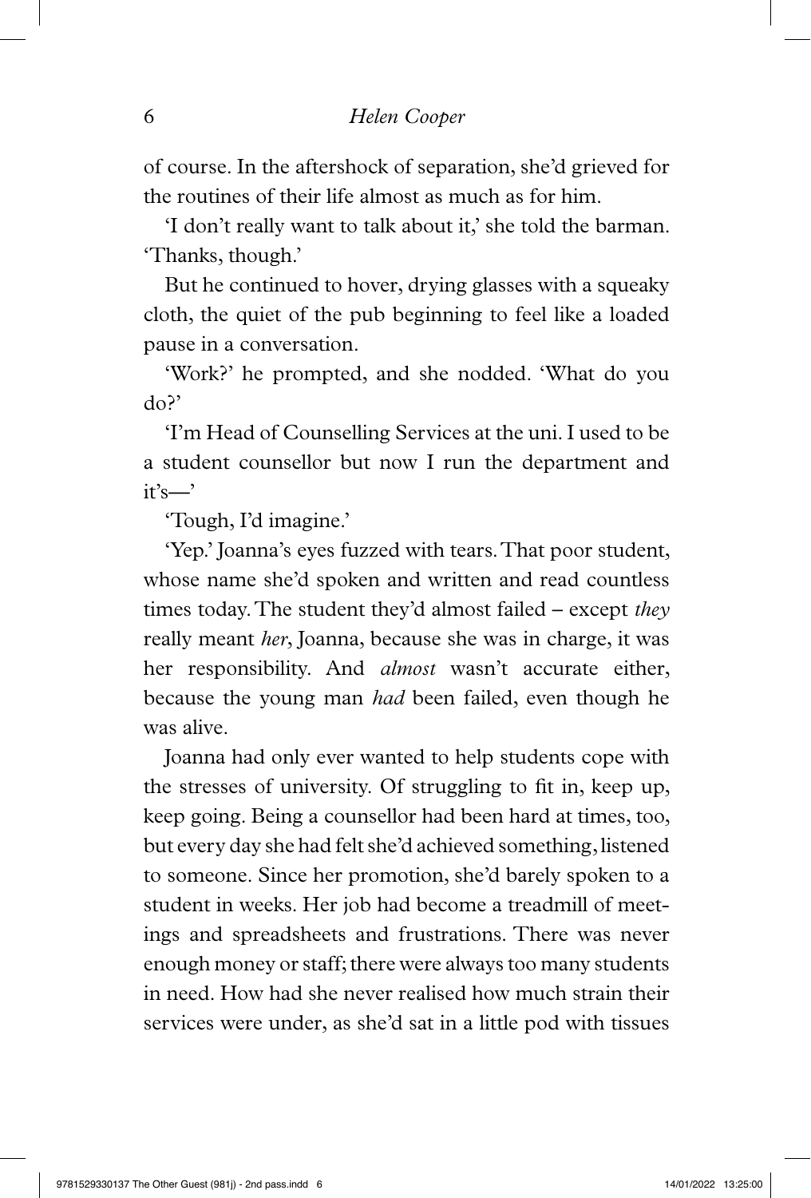of course. In the aftershock of separation, she'd grieved for the routines of their life almost as much as for him.

'I don't really want to talk about it,' she told the barman. 'Thanks, though.'

But he continued to hover, drying glasses with a squeaky cloth, the quiet of the pub beginning to feel like a loaded pause in a conversation.

'Work?' he prompted, and she nodded. 'What do you do?'

'I'm Head of Counselling Services at the uni. I used to be a student counsellor but now I run the department and it's—'

'Tough, I'd imagine.'

'Yep.' Joanna's eyes fuzzed with tears. That poor student, whose name she'd spoken and written and read countless times today. The student they'd almost failed – except *they* really meant *her*, Joanna, because she was in charge, it was her responsibility. And *almost* wasn't accurate either, because the young man *had* been failed, even though he was alive.

Joanna had only ever wanted to help students cope with the stresses of university. Of struggling to fit in, keep up, keep going. Being a counsellor had been hard at times, too, but every day she had felt she'd achieved something, listened to someone. Since her promotion, she'd barely spoken to a student in weeks. Her job had become a treadmill of meetings and spreadsheets and frustrations. There was never enough money or staff; there were always too many students in need. How had she never realised how much strain their services were under, as she'd sat in a little pod with tissues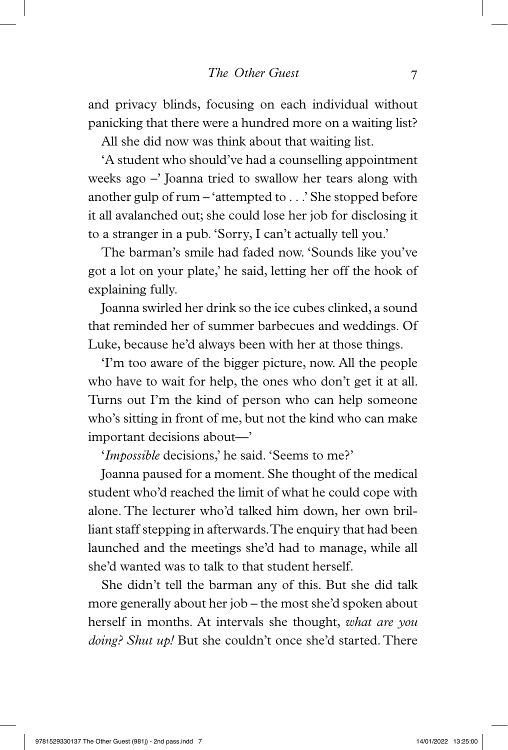and privacy blinds, focusing on each individual without panicking that there were a hundred more on a waiting list?

All she did now was think about that waiting list.

'A student who should've had a counselling appointment weeks ago –' Joanna tried to swallow her tears along with another gulp of rum – 'attempted to . . .' She stopped before it all avalanched out; she could lose her job for disclosing it to a stranger in a pub. 'Sorry, I can't actually tell you.'

The barman's smile had faded now. 'Sounds like you've got a lot on your plate,' he said, letting her off the hook of explaining fully.

Joanna swirled her drink so the ice cubes clinked, a sound that reminded her of summer barbecues and weddings. Of Luke, because he'd always been with her at those things.

'I'm too aware of the bigger picture, now. All the people who have to wait for help, the ones who don't get it at all. Turns out I'm the kind of person who can help someone who's sitting in front of me, but not the kind who can make important decisions about—'

'*Impossible* decisions,' he said. 'Seems to me?'

Joanna paused for a moment. She thought of the medical student who'd reached the limit of what he could cope with alone. The lecturer who'd talked him down, her own brilliant staff stepping in afterwards. The enquiry that had been launched and the meetings she'd had to manage, while all she'd wanted was to talk to that student herself.

She didn't tell the barman any of this. But she did talk more generally about her job – the most she'd spoken about herself in months. At intervals she thought, *what are you doing? Shut up!* But she couldn't once she'd started. There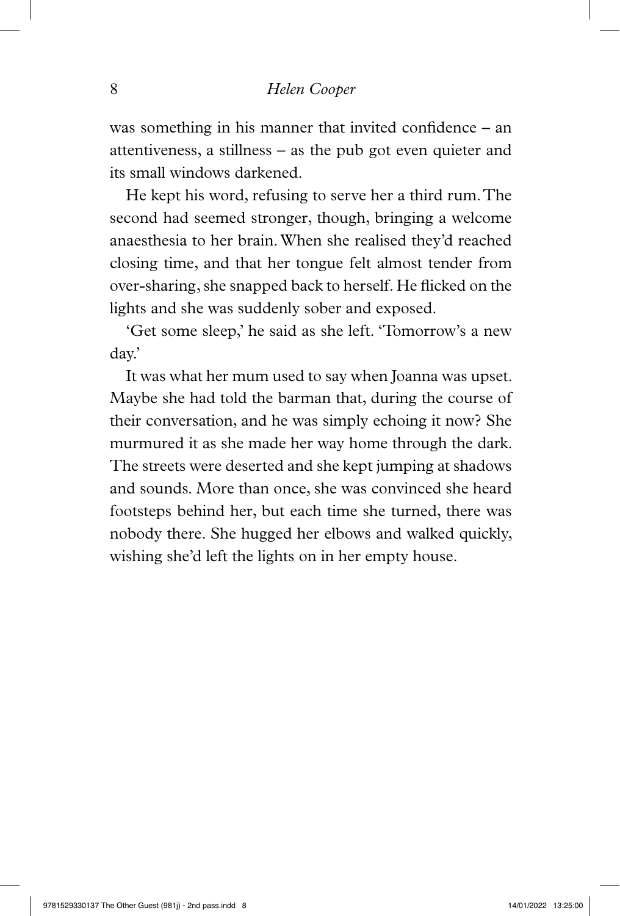was something in his manner that invited confidence – an attentiveness, a stillness – as the pub got even quieter and its small windows darkened.

He kept his word, refusing to serve her a third rum. The second had seemed stronger, though, bringing a welcome anaesthesia to her brain. When she realised they'd reached closing time, and that her tongue felt almost tender from over-sharing, she snapped back to herself. He flicked on the lights and she was suddenly sober and exposed.

'Get some sleep,' he said as she left. 'Tomorrow's a new day.'

It was what her mum used to say when Joanna was upset. Maybe she had told the barman that, during the course of their conversation, and he was simply echoing it now? She murmured it as she made her way home through the dark. The streets were deserted and she kept jumping at shadows and sounds. More than once, she was convinced she heard footsteps behind her, but each time she turned, there was nobody there. She hugged her elbows and walked quickly, wishing she'd left the lights on in her empty house.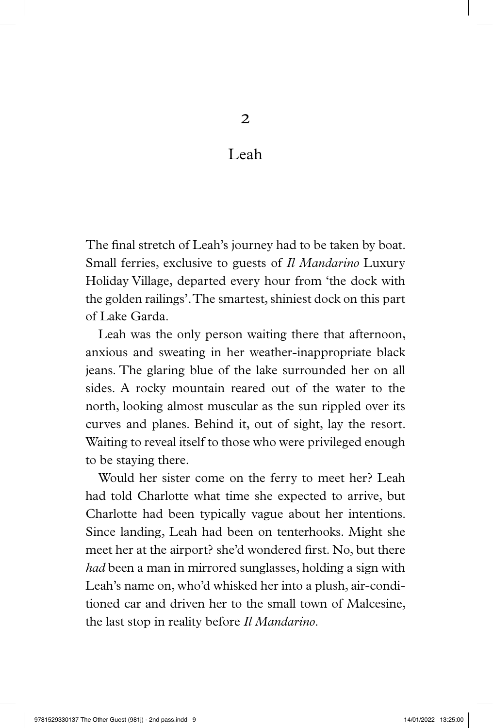# 2

## Leah

The final stretch of Leah's journey had to be taken by boat. Small ferries, exclusive to guests of *Il Mandarino* Luxury Holiday Village, departed every hour from 'the dock with the golden railings'. The smartest, shiniest dock on this part of Lake Garda.

Leah was the only person waiting there that afternoon, anxious and sweating in her weather-inappropriate black jeans. The glaring blue of the lake surrounded her on all sides. A rocky mountain reared out of the water to the north, looking almost muscular as the sun rippled over its curves and planes. Behind it, out of sight, lay the resort. Waiting to reveal itself to those who were privileged enough to be staying there.

Would her sister come on the ferry to meet her? Leah had told Charlotte what time she expected to arrive, but Charlotte had been typically vague about her intentions. Since landing, Leah had been on tenterhooks. Might she meet her at the airport? she'd wondered first. No, but there *had* been a man in mirrored sunglasses, holding a sign with Leah's name on, who'd whisked her into a plush, air-conditioned car and driven her to the small town of Malcesine, the last stop in reality before *Il Mandarino*.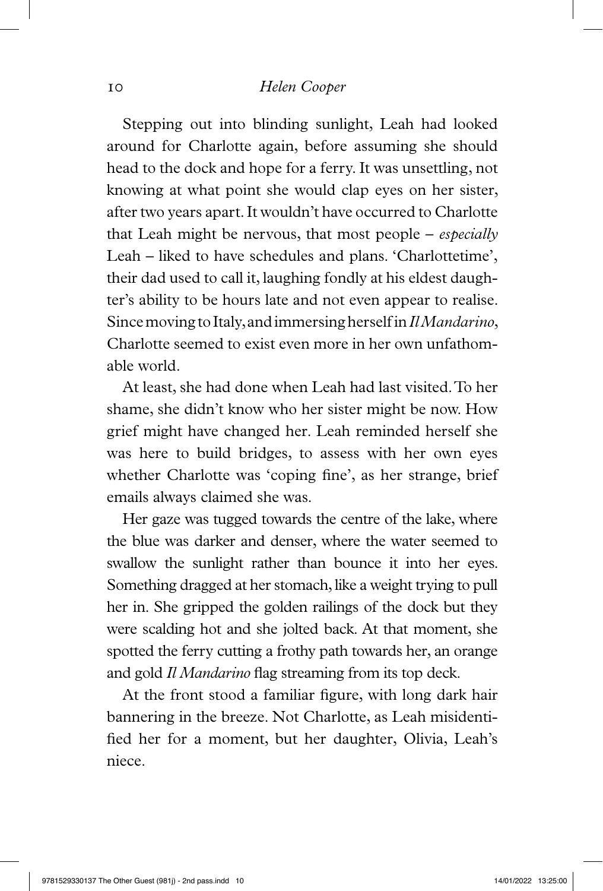Stepping out into blinding sunlight, Leah had looked around for Charlotte again, before assuming she should head to the dock and hope for a ferry. It was unsettling, not knowing at what point she would clap eyes on her sister, after two years apart. It wouldn't have occurred to Charlotte that Leah might be nervous, that most people – *especially* Leah – liked to have schedules and plans. 'Charlottetime', their dad used to call it, laughing fondly at his eldest daughter's ability to be hours late and not even appear to realise. Since moving to Italy, and immersing herself in *Il Mandarino*, Charlotte seemed to exist even more in her own unfathomable world.

At least, she had done when Leah had last visited. To her shame, she didn't know who her sister might be now. How grief might have changed her. Leah reminded herself she was here to build bridges, to assess with her own eyes whether Charlotte was 'coping fine', as her strange, brief emails always claimed she was.

Her gaze was tugged towards the centre of the lake, where the blue was darker and denser, where the water seemed to swallow the sunlight rather than bounce it into her eyes. Something dragged at her stomach, like a weight trying to pull her in. She gripped the golden railings of the dock but they were scalding hot and she jolted back. At that moment, she spotted the ferry cutting a frothy path towards her, an orange and gold *Il Mandarino* flag streaming from its top deck.

At the front stood a familiar figure, with long dark hair bannering in the breeze. Not Charlotte, as Leah misidentified her for a moment, but her daughter, Olivia, Leah's niece.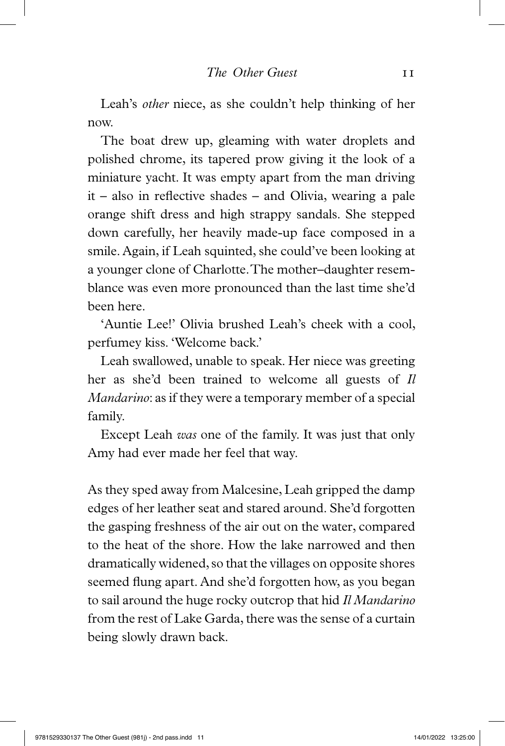Leah's *other* niece, as she couldn't help thinking of her now.

The boat drew up, gleaming with water droplets and polished chrome, its tapered prow giving it the look of a miniature yacht. It was empty apart from the man driving it – also in reflective shades – and Olivia, wearing a pale orange shift dress and high strappy sandals. She stepped down carefully, her heavily made-up face composed in a smile. Again, if Leah squinted, she could've been looking at a younger clone of Charlotte. The mother–daughter resemblance was even more pronounced than the last time she'd been here.

'Auntie Lee!' Olivia brushed Leah's cheek with a cool, perfumey kiss. 'Welcome back.'

Leah swallowed, unable to speak. Her niece was greeting her as she'd been trained to welcome all guests of *Il Mandarino*: as if they were a temporary member of a special family.

Except Leah *was* one of the family. It was just that only Amy had ever made her feel that way.

As they sped away from Malcesine, Leah gripped the damp edges of her leather seat and stared around. She'd forgotten the gasping freshness of the air out on the water, compared to the heat of the shore. How the lake narrowed and then dramatically widened, so that the villages on opposite shores seemed flung apart. And she'd forgotten how, as you began to sail around the huge rocky outcrop that hid *Il Mandarino* from the rest of Lake Garda, there was the sense of a curtain being slowly drawn back.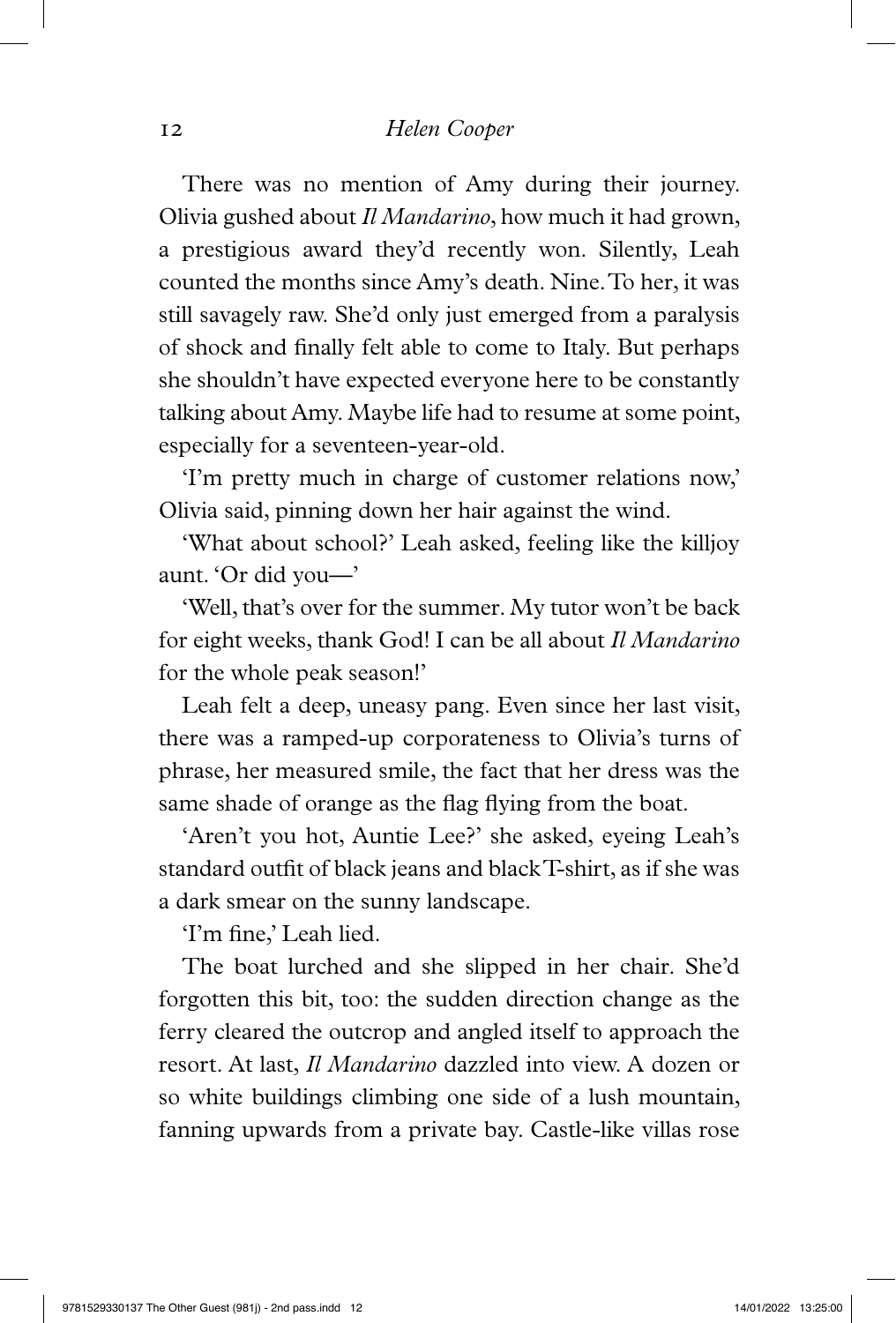There was no mention of Amy during their journey. Olivia gushed about *Il Mandarino*, how much it had grown, a prestigious award they'd recently won. Silently, Leah counted the months since Amy's death. Nine. To her, it was still savagely raw. She'd only just emerged from a paralysis of shock and finally felt able to come to Italy. But perhaps she shouldn't have expected everyone here to be constantly talking about Amy. Maybe life had to resume at some point, especially for a seventeen-year-old.

'I'm pretty much in charge of customer relations now,' Olivia said, pinning down her hair against the wind.

'What about school?' Leah asked, feeling like the killjoy aunt. 'Or did you—'

'Well, that's over for the summer. My tutor won't be back for eight weeks, thank God! I can be all about *Il Mandarino* for the whole peak season!'

Leah felt a deep, uneasy pang. Even since her last visit, there was a ramped-up corporateness to Olivia's turns of phrase, her measured smile, the fact that her dress was the same shade of orange as the flag flying from the boat.

'Aren't you hot, Auntie Lee?' she asked, eyeing Leah's standard outfit of black jeans and black T-shirt, as if she was a dark smear on the sunny landscape.

'I'm fine,' Leah lied.

The boat lurched and she slipped in her chair. She'd forgotten this bit, too: the sudden direction change as the ferry cleared the outcrop and angled itself to approach the resort. At last, *Il Mandarino* dazzled into view. A dozen or so white buildings climbing one side of a lush mountain, fanning upwards from a private bay. Castle-like villas rose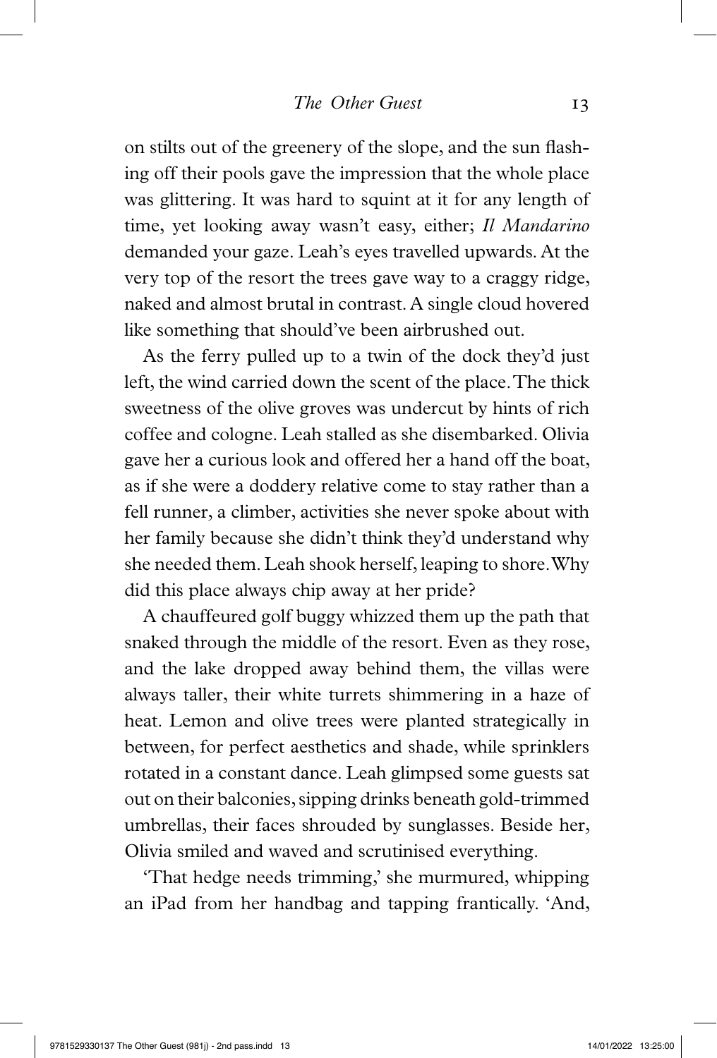on stilts out of the greenery of the slope, and the sun flashing off their pools gave the impression that the whole place was glittering. It was hard to squint at it for any length of time, yet looking away wasn't easy, either; *Il Mandarino* demanded your gaze. Leah's eyes travelled upwards. At the very top of the resort the trees gave way to a craggy ridge, naked and almost brutal in contrast. A single cloud hovered like something that should've been airbrushed out.

As the ferry pulled up to a twin of the dock they'd just left, the wind carried down the scent of the place. The thick sweetness of the olive groves was undercut by hints of rich coffee and cologne. Leah stalled as she disembarked. Olivia gave her a curious look and offered her a hand off the boat, as if she were a doddery relative come to stay rather than a fell runner, a climber, activities she never spoke about with her family because she didn't think they'd understand why she needed them. Leah shook herself, leaping to shore. Why did this place always chip away at her pride?

A chauffeured golf buggy whizzed them up the path that snaked through the middle of the resort. Even as they rose, and the lake dropped away behind them, the villas were always taller, their white turrets shimmering in a haze of heat. Lemon and olive trees were planted strategically in between, for perfect aesthetics and shade, while sprinklers rotated in a constant dance. Leah glimpsed some guests sat out on their balconies, sipping drinks beneath gold-trimmed umbrellas, their faces shrouded by sunglasses. Beside her, Olivia smiled and waved and scrutinised everything.

'That hedge needs trimming,' she murmured, whipping an iPad from her handbag and tapping frantically. 'And,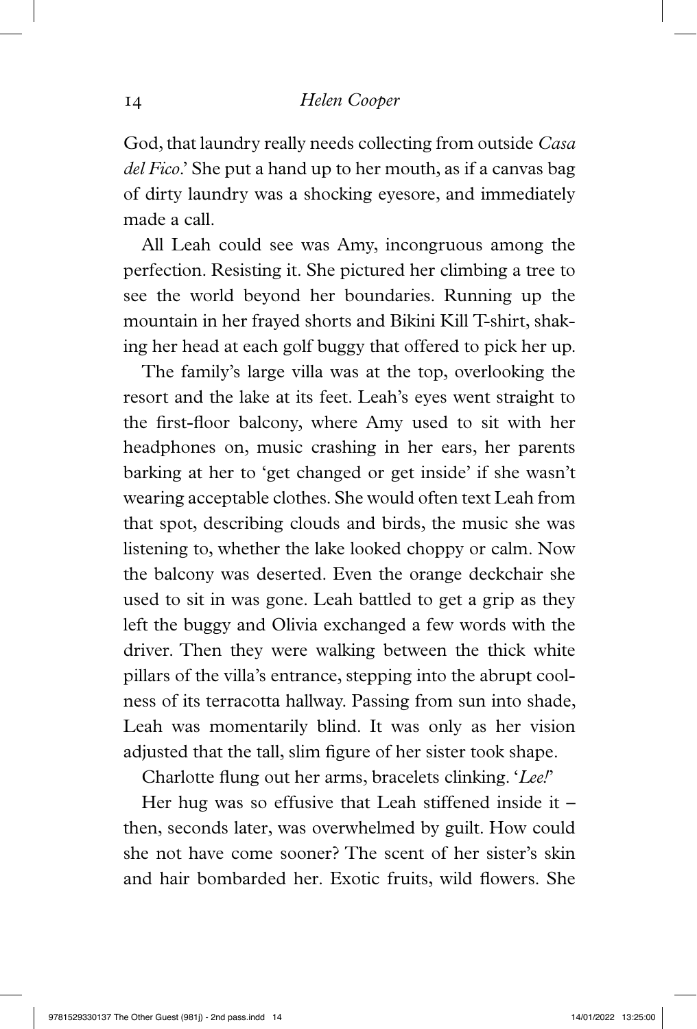God, that laundry really needs collecting from outside *Casa del Fico*.' She put a hand up to her mouth, as if a canvas bag of dirty laundry was a shocking eyesore, and immediately made a call.

All Leah could see was Amy, incongruous among the perfection. Resisting it. She pictured her climbing a tree to see the world beyond her boundaries. Running up the mountain in her frayed shorts and Bikini Kill T-shirt, shaking her head at each golf buggy that offered to pick her up.

The family's large villa was at the top, overlooking the resort and the lake at its feet. Leah's eyes went straight to the first-floor balcony, where Amy used to sit with her headphones on, music crashing in her ears, her parents barking at her to 'get changed or get inside' if she wasn't wearing acceptable clothes. She would often text Leah from that spot, describing clouds and birds, the music she was listening to, whether the lake looked choppy or calm. Now the balcony was deserted. Even the orange deckchair she used to sit in was gone. Leah battled to get a grip as they left the buggy and Olivia exchanged a few words with the driver. Then they were walking between the thick white pillars of the villa's entrance, stepping into the abrupt coolness of its terracotta hallway. Passing from sun into shade, Leah was momentarily blind. It was only as her vision adjusted that the tall, slim figure of her sister took shape.

Charlotte flung out her arms, bracelets clinking. '*Lee!*'

Her hug was so effusive that Leah stiffened inside it – then, seconds later, was overwhelmed by guilt. How could she not have come sooner? The scent of her sister's skin and hair bombarded her. Exotic fruits, wild flowers. She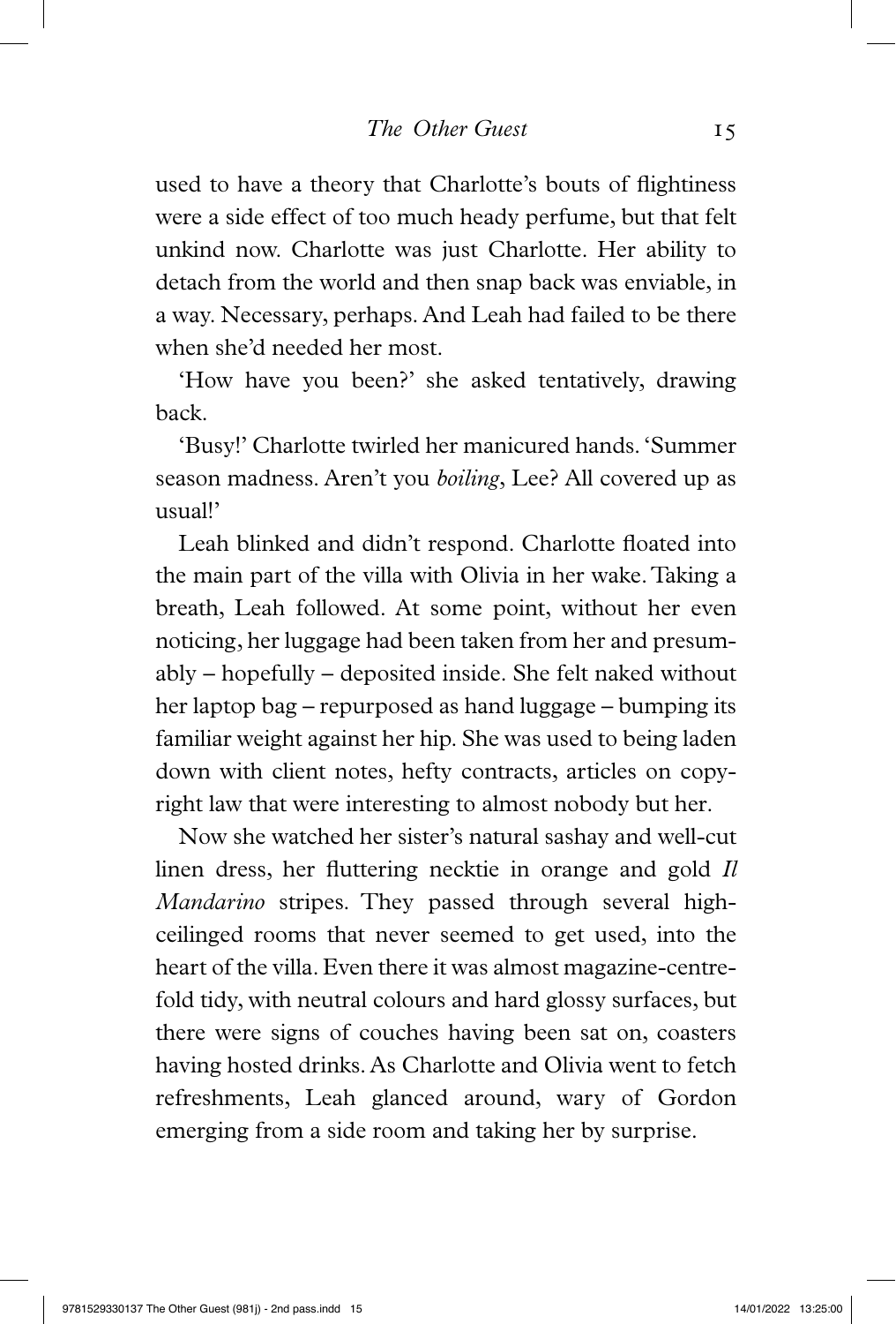used to have a theory that Charlotte's bouts of flightiness were a side effect of too much heady perfume, but that felt unkind now. Charlotte was just Charlotte. Her ability to detach from the world and then snap back was enviable, in a way. Necessary, perhaps. And Leah had failed to be there when she'd needed her most.

'How have you been?' she asked tentatively, drawing back.

'Busy!' Charlotte twirled her manicured hands. 'Summer season madness. Aren't you *boiling*, Lee? All covered up as usual!'

Leah blinked and didn't respond. Charlotte floated into the main part of the villa with Olivia in her wake. Taking a breath, Leah followed. At some point, without her even noticing, her luggage had been taken from her and presumably – hopefully – deposited inside. She felt naked without her laptop bag – repurposed as hand luggage – bumping its familiar weight against her hip. She was used to being laden down with client notes, hefty contracts, articles on copyright law that were interesting to almost nobody but her.

Now she watched her sister's natural sashay and well-cut linen dress, her fluttering necktie in orange and gold *Il Mandarino* stripes. They passed through several high-ceilinged rooms that never seemed to get used, into the heart of the villa. Even there it was almost magazine-centrefold tidy, with neutral colours and hard glossy surfaces, but there were signs of couches having been sat on, coasters having hosted drinks. As Charlotte and Olivia went to fetch refreshments, Leah glanced around, wary of Gordon emerging from a side room and taking her by surprise.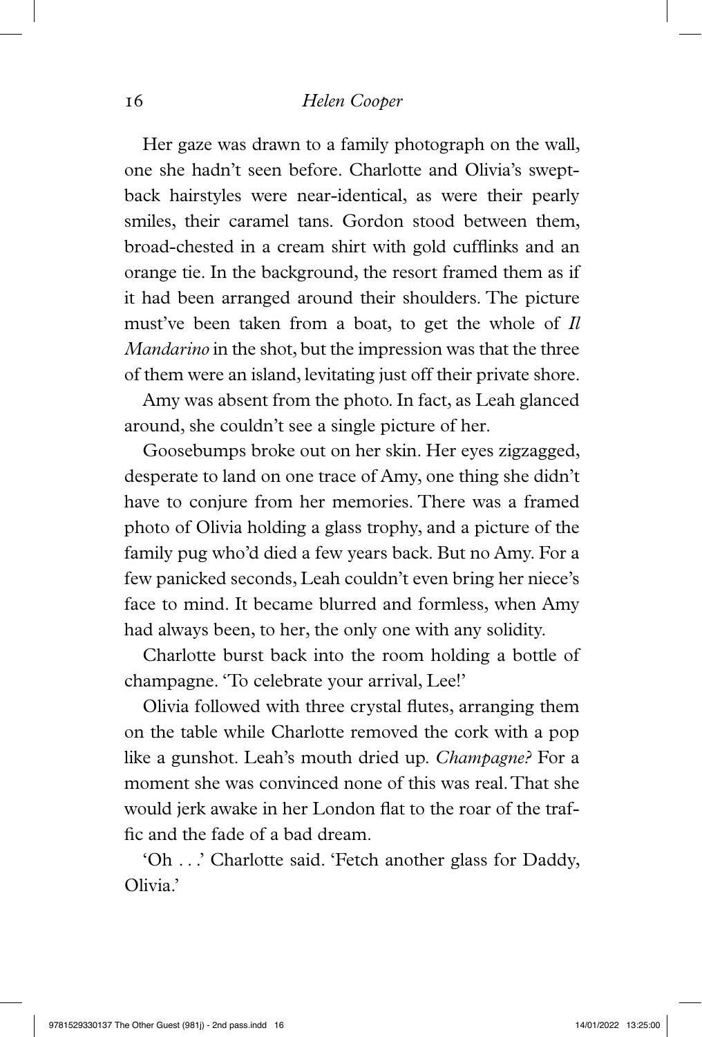Her gaze was drawn to a family photograph on the wall, one she hadn't seen before. Charlotte and Olivia's swept-back hairstyles were near-identical, as were their pearly smiles, their caramel tans. Gordon stood between them, broad-chested in a cream shirt with gold cufflinks and an orange tie. In the background, the resort framed them as if it had been arranged around their shoulders. The picture must've been taken from a boat, to get the whole of *Il Mandarino* in the shot, but the impression was that the three of them were an island, levitating just off their private shore.

Amy was absent from the photo. In fact, as Leah glanced around, she couldn't see a single picture of her.

Goosebumps broke out on her skin. Her eyes zigzagged, desperate to land on one trace of Amy, one thing she didn't have to conjure from her memories. There was a framed photo of Olivia holding a glass trophy, and a picture of the family pug who'd died a few years back. But no Amy. For a few panicked seconds, Leah couldn't even bring her niece's face to mind. It became blurred and formless, when Amy had always been, to her, the only one with any solidity.

Charlotte burst back into the room holding a bottle of champagne. 'To celebrate your arrival, Lee!'

Olivia followed with three crystal flutes, arranging them on the table while Charlotte removed the cork with a pop like a gunshot. Leah's mouth dried up. *Champagne?* For a moment she was convinced none of this was real. That she would jerk awake in her London flat to the roar of the traffic and the fade of a bad dream.

'Oh . . .' Charlotte said. 'Fetch another glass for Daddy, Olivia.'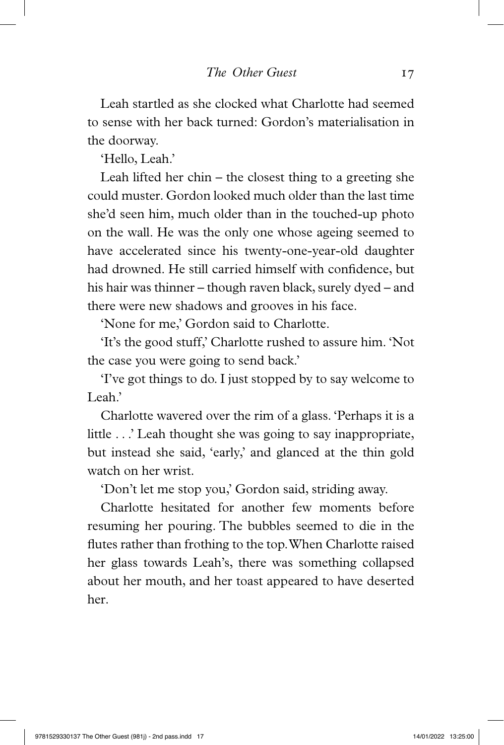Leah startled as she clocked what Charlotte had seemed to sense with her back turned: Gordon's materialisation in the doorway.

'Hello, Leah.'

Leah lifted her chin – the closest thing to a greeting she could muster. Gordon looked much older than the last time she'd seen him, much older than in the touched-up photo on the wall. He was the only one whose ageing seemed to have accelerated since his twenty-one-year-old daughter had drowned. He still carried himself with confidence, but his hair was thinner – though raven black, surely dyed – and there were new shadows and grooves in his face.

'None for me,' Gordon said to Charlotte.

'It's the good stuff,' Charlotte rushed to assure him. 'Not the case you were going to send back.'

'I've got things to do. I just stopped by to say welcome to Leah.'

Charlotte wavered over the rim of a glass. 'Perhaps it is a little . . .' Leah thought she was going to say inappropriate, but instead she said, 'early,' and glanced at the thin gold watch on her wrist.

'Don't let me stop you,' Gordon said, striding away.

Charlotte hesitated for another few moments before resuming her pouring. The bubbles seemed to die in the flutes rather than frothing to the top. When Charlotte raised her glass towards Leah's, there was something collapsed about her mouth, and her toast appeared to have deserted her.